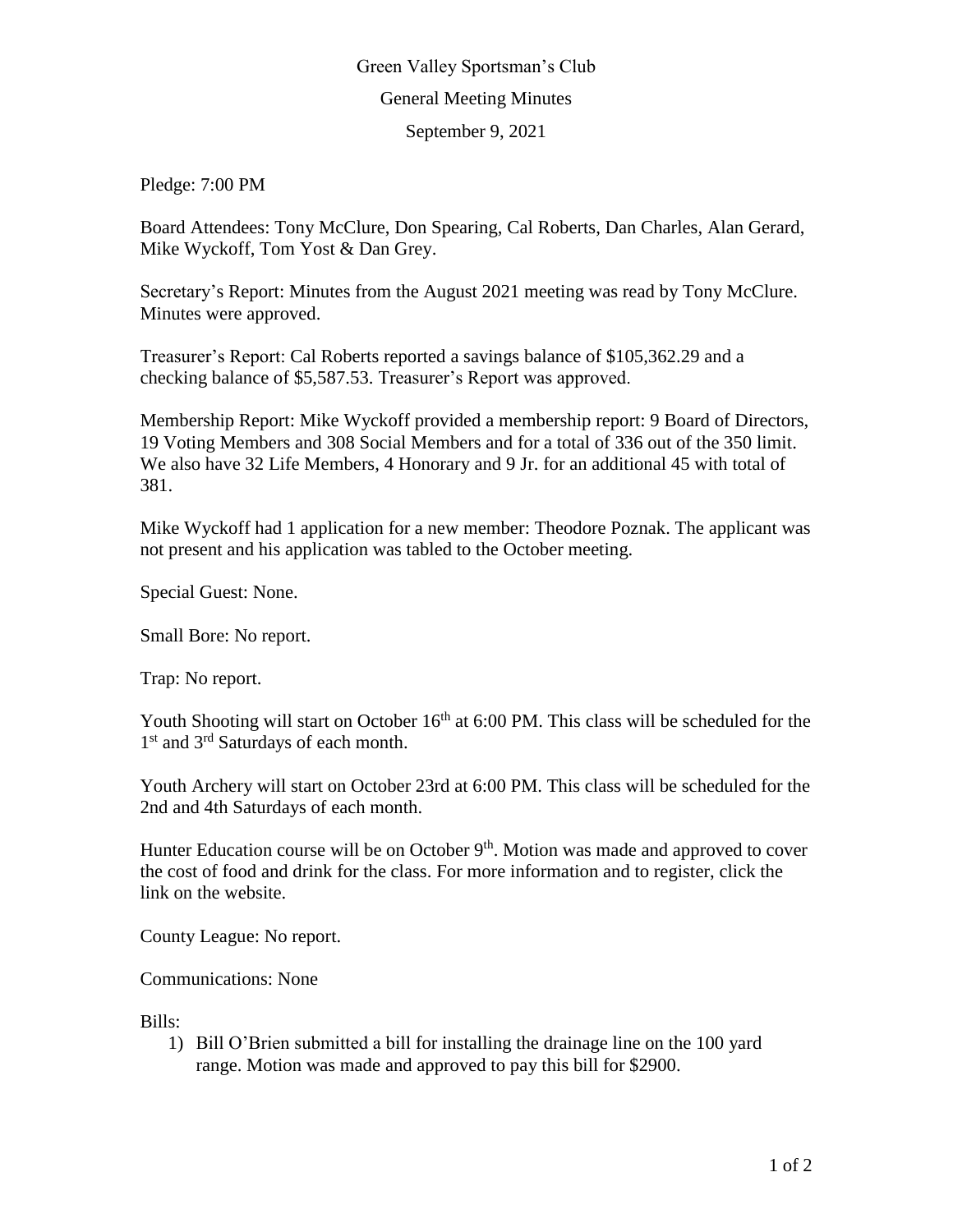# Green Valley Sportsman's Club

## General Meeting Minutes

### September 9, 2021

Pledge: 7:00 PM

Board Attendees: Tony McClure, Don Spearing, Cal Roberts, Dan Charles, Alan Gerard, Mike Wyckoff, Tom Yost & Dan Grey.

Secretary's Report: Minutes from the August 2021 meeting was read by Tony McClure. Minutes were approved.

Treasurer's Report: Cal Roberts reported a savings balance of $105,362.29 and a checking balance of $5,587.53. Treasurer's Report was approved.

Membership Report: Mike Wyckoff provided a membership report: 9 Board of Directors, 19 Voting Members and 308 Social Members and for a total of 336 out of the 350 limit. We also have 32 Life Members, 4 Honorary and 9 Jr. for an additional 45 with total of 381.

Mike Wyckoff had 1 application for a new member: Theodore Poznak. The applicant was not present and his application was tabled to the October meeting.

Special Guest: None.

Small Bore: No report.

Trap: No report.

Youth Shooting will start on October 16th at 6:00 PM. This class will be scheduled for the 1st and 3rd Saturdays of each month.

Youth Archery will start on October 23rd at 6:00 PM. This class will be scheduled for the 2nd and 4th Saturdays of each month.

Hunter Education course will be on October 9th. Motion was made and approved to cover the cost of food and drink for the class. For more information and to register, click the link on the website.

County League: No report.

Communications: None

Bills:

1) Bill O'Brien submitted a bill for installing the drainage line on the 100 yard range. Motion was made and approved to pay this bill for $2900.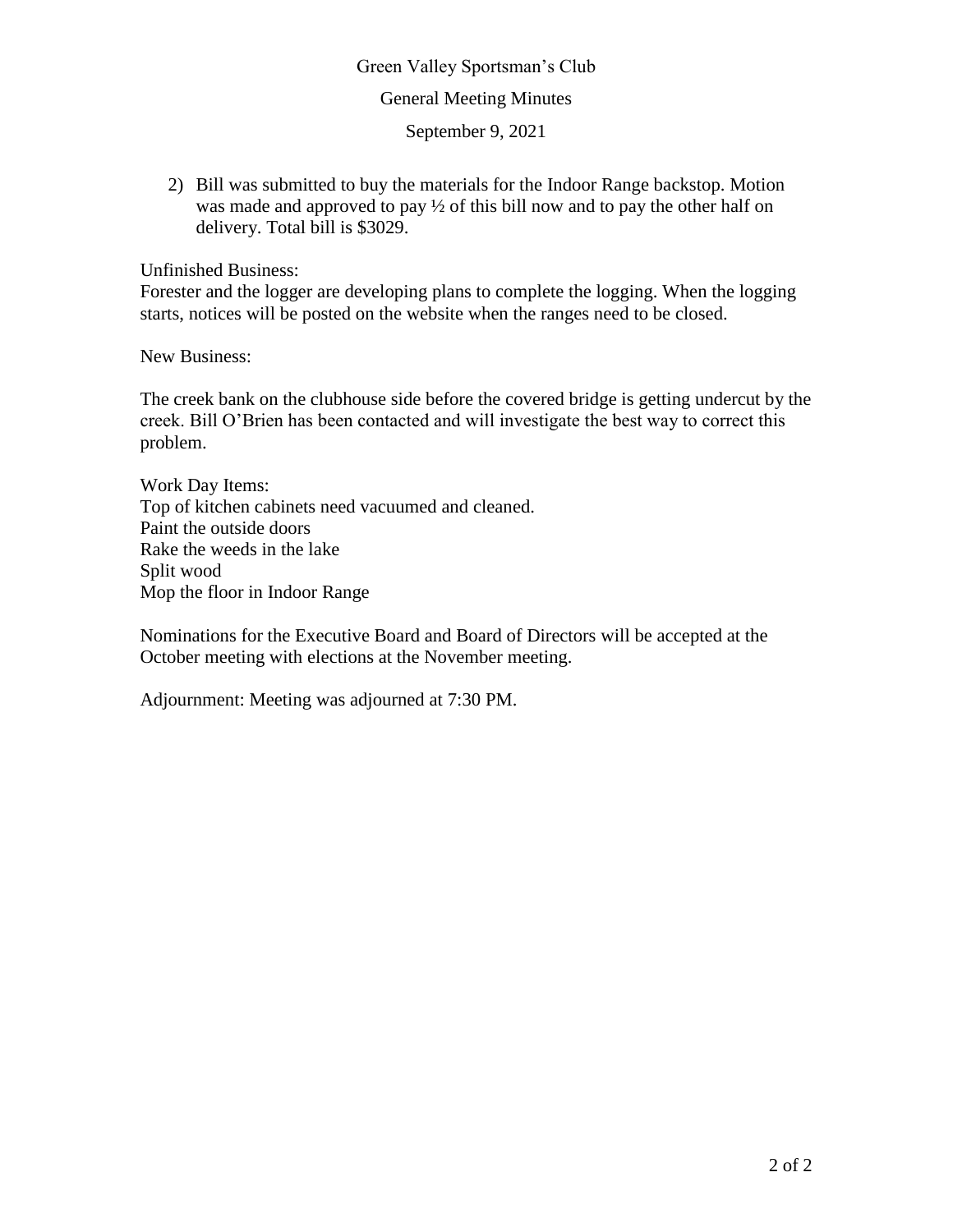Green Valley Sportsman's Club

General Meeting Minutes

September 9, 2021

2) Bill was submitted to buy the materials for the Indoor Range backstop. Motion was made and approved to pay ½ of this bill now and to pay the other half on delivery. Total bill is $3029.

Unfinished Business:
Forester and the logger are developing plans to complete the logging. When the logging starts, notices will be posted on the website when the ranges need to be closed.

New Business:

The creek bank on the clubhouse side before the covered bridge is getting undercut by the creek. Bill O'Brien has been contacted and will investigate the best way to correct this problem.

Work Day Items:
Top of kitchen cabinets need vacuumed and cleaned.
Paint the outside doors
Rake the weeds in the lake
Split wood
Mop the floor in Indoor Range

Nominations for the Executive Board and Board of Directors will be accepted at the October meeting with elections at the November meeting.

Adjournment: Meeting was adjourned at 7:30 PM.